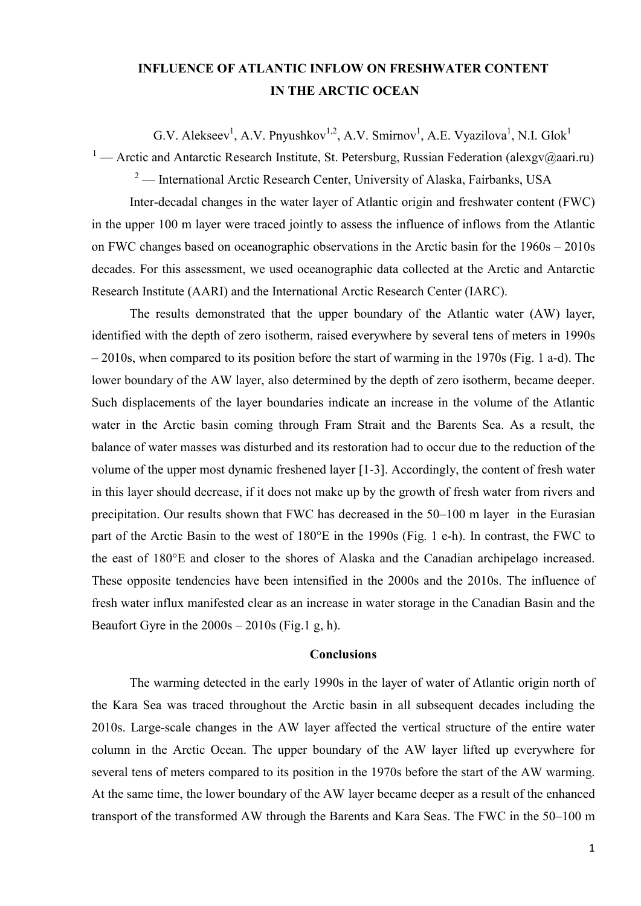# INFLUENCE OF ATLANTIC INFLOW ON FRESHWATER CONTENT IN THE ARCTIC OCEAN

G.V. Alekseev[1], A.V. Pnyushkov[1,2], A.V. Smirnov[1], A.E. Vyazilova[1], N.I. Glok[1]

[1] — Arctic and Antarctic Research Institute, St. Petersburg, Russian Federation (alexgv@aari.ru)

[2] — International Arctic Research Center, University of Alaska, Fairbanks, USA

Inter-decadal changes in the water layer of Atlantic origin and freshwater content (FWC) in the upper 100 m layer were traced jointly to assess the influence of inflows from the Atlantic on FWC changes based on oceanographic observations in the Arctic basin for the 1960s – 2010s decades. For this assessment, we used oceanographic data collected at the Arctic and Antarctic Research Institute (AARI) and the International Arctic Research Center (IARC).

The results demonstrated that the upper boundary of the Atlantic water (AW) layer, identified with the depth of zero isotherm, raised everywhere by several tens of meters in 1990s – 2010s, when compared to its position before the start of warming in the 1970s (Fig. 1 a-d). The lower boundary of the AW layer, also determined by the depth of zero isotherm, became deeper. Such displacements of the layer boundaries indicate an increase in the volume of the Atlantic water in the Arctic basin coming through Fram Strait and the Barents Sea. As a result, the balance of water masses was disturbed and its restoration had to occur due to the reduction of the volume of the upper most dynamic freshened layer [1-3]. Accordingly, the content of fresh water in this layer should decrease, if it does not make up by the growth of fresh water from rivers and precipitation. Our results shown that FWC has decreased in the 50–100 m layer in the Eurasian part of the Arctic Basin to the west of 180°E in the 1990s (Fig. 1 e-h). In contrast, the FWC to the east of 180°E and closer to the shores of Alaska and the Canadian archipelago increased. These opposite tendencies have been intensified in the 2000s and the 2010s. The influence of fresh water influx manifested clear as an increase in water storage in the Canadian Basin and the Beaufort Gyre in the 2000s – 2010s (Fig.1 g, h).

## Conclusions

The warming detected in the early 1990s in the layer of water of Atlantic origin north of the Kara Sea was traced throughout the Arctic basin in all subsequent decades including the 2010s. Large-scale changes in the AW layer affected the vertical structure of the entire water column in the Arctic Ocean. The upper boundary of the AW layer lifted up everywhere for several tens of meters compared to its position in the 1970s before the start of the AW warming. At the same time, the lower boundary of the AW layer became deeper as a result of the enhanced transport of the transformed AW through the Barents and Kara Seas. The FWC in the 50–100 m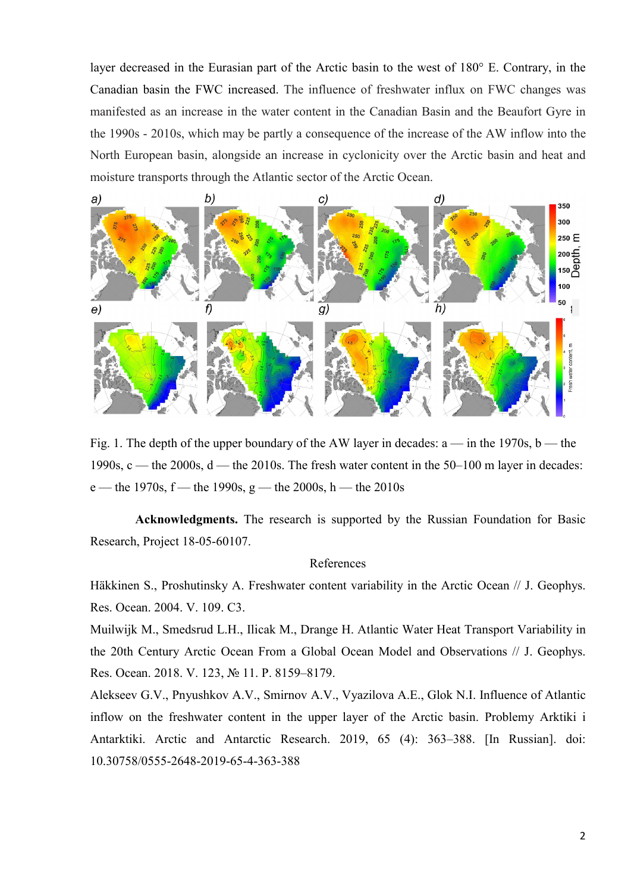layer decreased in the Eurasian part of the Arctic basin to the west of 180° E. Contrary, in the Canadian basin the FWC increased. The influence of freshwater influx on FWC changes was manifested as an increase in the water content in the Canadian Basin and the Beaufort Gyre in the 1990s - 2010s, which may be partly a consequence of the increase of the AW inflow into the North European basin, alongside an increase in cyclonicity over the Arctic basin and heat and moisture transports through the Atlantic sector of the Arctic Ocean.

Fig. 1. The depth of the upper boundary of the AW layer in decades: a — in the 1970s, b — the 1990s, c — the 2000s, d — the 2010s. The fresh water content in the 50–100 m layer in decades: e — the 1970s, f — the 1990s, g — the 2000s, h — the 2010s

**Acknowledgments.** The research is supported by the Russian Foundation for Basic Research, Project 18-05-60107.

References

Häkkinen S., Proshutinsky A. Freshwater content variability in the Arctic Ocean // J. Geophys. Res. Ocean. 2004. V. 109. C3.

Muilwijk M., Smedsrud L.H., Ilicak M., Drange H. Atlantic Water Heat Transport Variability in the 20th Century Arctic Ocean From a Global Ocean Model and Observations // J. Geophys. Res. Ocean. 2018. V. 123, № 11. P. 8159–8179.

Alekseev G.V., Pnyushkov A.V., Smirnov A.V., Vyazilova A.E., Glok N.I. Influence of Atlantic inflow on the freshwater content in the upper layer of the Arctic basin. Problemy Arktiki i Antarktiki. Arctic and Antarctic Research. 2019, 65 (4): 363–388. [In Russian]. doi: 10.30758/0555-2648-2019-65-4-363-388